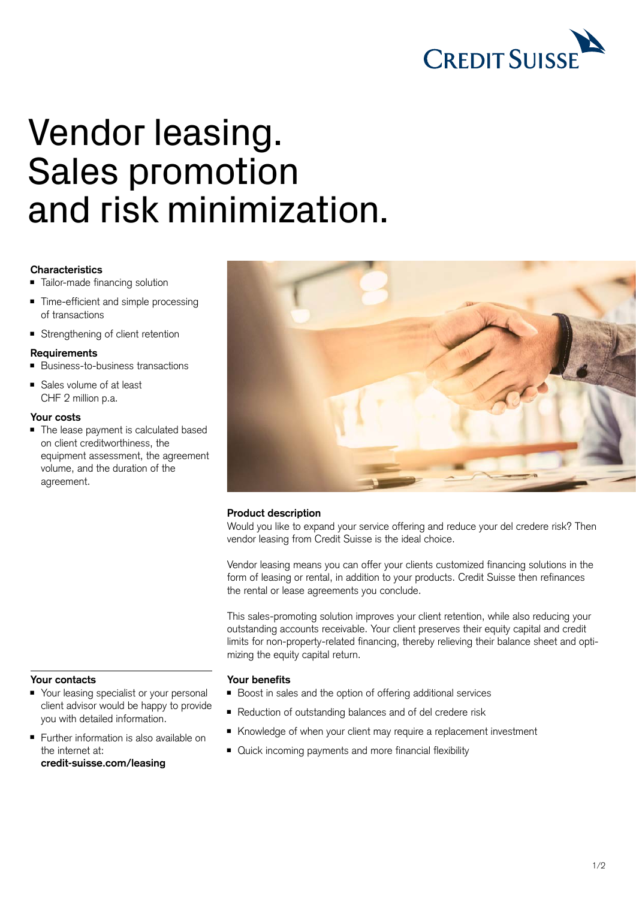# Vendor leasing. Sales promotion and risk minimization.

### Characteristics

- Tailor-made financing solution
- Time-efficient and simple processing of transactions
- Strengthening of client retention

### Requirements

- Business-to-business transactions
- Sales volume of at least CHF 2 million p.a.

### Your costs

- The lease payment is calculated based on client creditworthiness, the equipment assessment, the agreement volume, and the duration of the agreement.

### Product description

Would you like to expand your service offering and reduce your del credere risk? Then vendor leasing from Credit Suisse is the ideal choice.

Vendor leasing means you can offer your clients customized financing solutions in the form of leasing or rental, in addition to your products. Credit Suisse then refinances the rental or lease agreements you conclude.

This sales-promoting solution improves your client retention, while also reducing your outstanding accounts receivable. Your client preserves their equity capital and credit limits for non-property-related financing, thereby relieving their balance sheet and optimizing the equity capital return.

### Your benefits

- Boost in sales and the option of offering additional services
- Reduction of outstanding balances and of del credere risk
- Knowledge of when your client may require a replacement investment
- Quick incoming payments and more financial flexibility

### Your contacts

- Your leasing specialist or your personal client advisor would be happy to provide you with detailed information.
- Further information is also available on the internet at: **credit-suisse.com/leasing**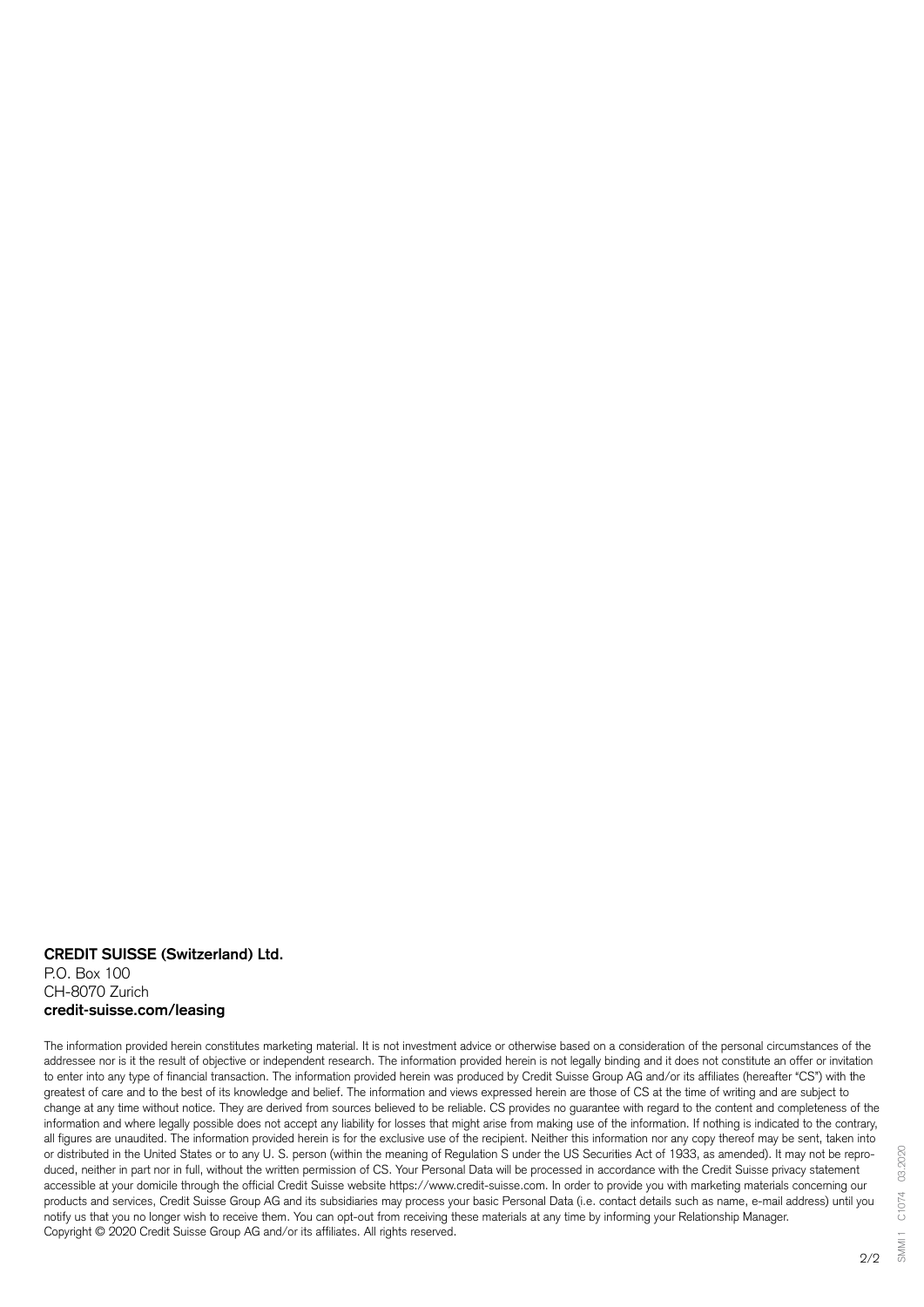**CREDIT SUISSE (Switzerland) Ltd.**
P.O. Box 100
CH-8070 Zurich
**credit-suisse.com/leasing**

The information provided herein constitutes marketing material. It is not investment advice or otherwise based on a consideration of the personal circumstances of the addressee nor is it the result of objective or independent research. The information provided herein is not legally binding and it does not constitute an offer or invitation to enter into any type of financial transaction. The information provided herein was produced by Credit Suisse Group AG and/or its affiliates (hereafter "CS") with the greatest of care and to the best of its knowledge and belief. The information and views expressed herein are those of CS at the time of writing and are subject to change at any time without notice. They are derived from sources believed to be reliable. CS provides no guarantee with regard to the content and completeness of the information and where legally possible does not accept any liability for losses that might arise from making use of the information. If nothing is indicated to the contrary, all figures are unaudited. The information provided herein is for the exclusive use of the recipient. Neither this information nor any copy thereof may be sent, taken into or distributed in the United States or to any U. S. person (within the meaning of Regulation S under the US Securities Act of 1933, as amended). It may not be reproduced, neither in part nor in full, without the written permission of CS. Your Personal Data will be processed in accordance with the Credit Suisse privacy statement accessible at your domicile through the official Credit Suisse website https://www.credit-suisse.com. In order to provide you with marketing materials concerning our products and services, Credit Suisse Group AG and its subsidiaries may process your basic Personal Data (i.e. contact details such as name, e-mail address) until you notify us that you no longer wish to receive them. You can opt-out from receiving these materials at any time by informing your Relationship Manager.
Copyright © 2020 Credit Suisse Group AG and/or its affiliates. All rights reserved.

SMMI 1 C1074 03.2020